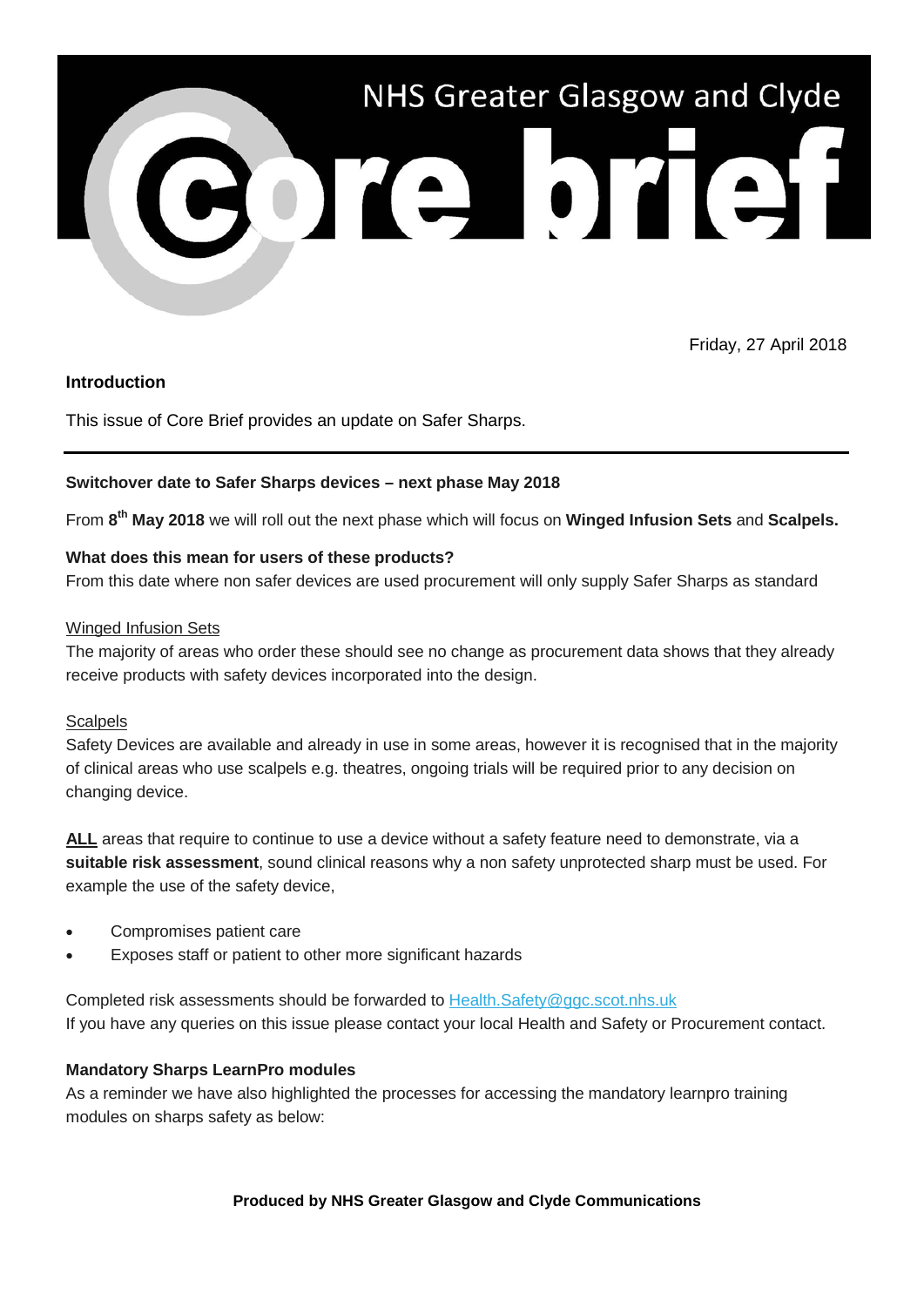# NHS Greater Glasgow and Clyde Core brief

Friday, 27 April 2018

**Introduction**

This issue of Core Brief provides an update on Safer Sharps.

---

**Switchover date to Safer Sharps devices – next phase May 2018**

From **8th May 2018** we will roll out the next phase which will focus on **Winged Infusion Sets** and **Scalpels.**

**What does this mean for users of these products?**
From this date where non safer devices are used procurement will only supply Safer Sharps as standard

Winged Infusion Sets
The majority of areas who order these should see no change as procurement data shows that they already receive products with safety devices incorporated into the design.

Scalpels
Safety Devices are available and already in use in some areas, however it is recognised that in the majority of clinical areas who use scalpels e.g. theatres, ongoing trials will be required prior to any decision on changing device.

**ALL** areas that require to continue to use a device without a safety feature need to demonstrate, via a **suitable risk assessment**, sound clinical reasons why a non safety unprotected sharp must be used. For example the use of the safety device,

- Compromises patient care
- Exposes staff or patient to other more significant hazards

Completed risk assessments should be forwarded to Health.Safety@ggc.scot.nhs.uk
If you have any queries on this issue please contact your local Health and Safety or Procurement contact.

**Mandatory Sharps LearnPro modules**
As a reminder we have also highlighted the processes for accessing the mandatory learnpro training modules on sharps safety as below:

**Produced by NHS Greater Glasgow and Clyde Communications**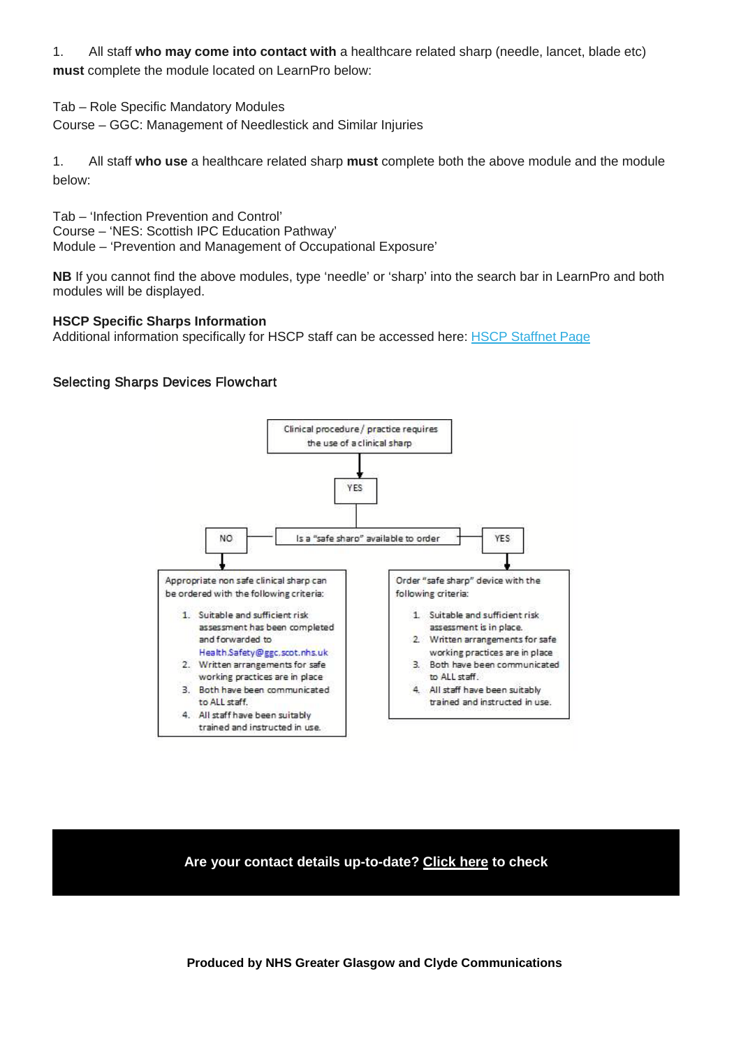1. All staff **who may come into contact with** a healthcare related sharp (needle, lancet, blade etc) **must** complete the module located on LearnPro below:

Tab – Role Specific Mandatory Modules
Course – GGC: Management of Needlestick and Similar Injuries

1. All staff **who use** a healthcare related sharp **must** complete both the above module and the module below:

Tab – 'Infection Prevention and Control'
Course – 'NES: Scottish IPC Education Pathway'
Module – 'Prevention and Management of Occupational Exposure'

**NB** If you cannot find the above modules, type 'needle' or 'sharp' into the search bar in LearnPro and both modules will be displayed.

**HSCP Specific Sharps Information**
Additional information specifically for HSCP staff can be accessed here: HSCP Staffnet Page

Selecting Sharps Devices Flowchart

Clinical procedure / practice requires the use of a clinical sharp

YES

Is a "safe sharp" available to order

NO

Appropriate non safe clinical sharp can be ordered with the following criteria:

1. Suitable and sufficient risk assessment has been completed and forwarded to Health.Safety@ggc.scot.nhs.uk
2. Written arrangements for safe working practices are in place
3. Both have been communicated to ALL staff.
4. All staff have been suitably trained and instructed in use.

YES

Order "safe sharp" device with the following criteria:

1. Suitable and sufficient risk assessment is in place.
2. Written arrangements for safe working practices are in place
3. Both have been communicated to ALL staff.
4. All staff have been suitably trained and instructed in use.

**Are your contact details up-to-date? Click here to check**

**Produced by NHS Greater Glasgow and Clyde Communications**